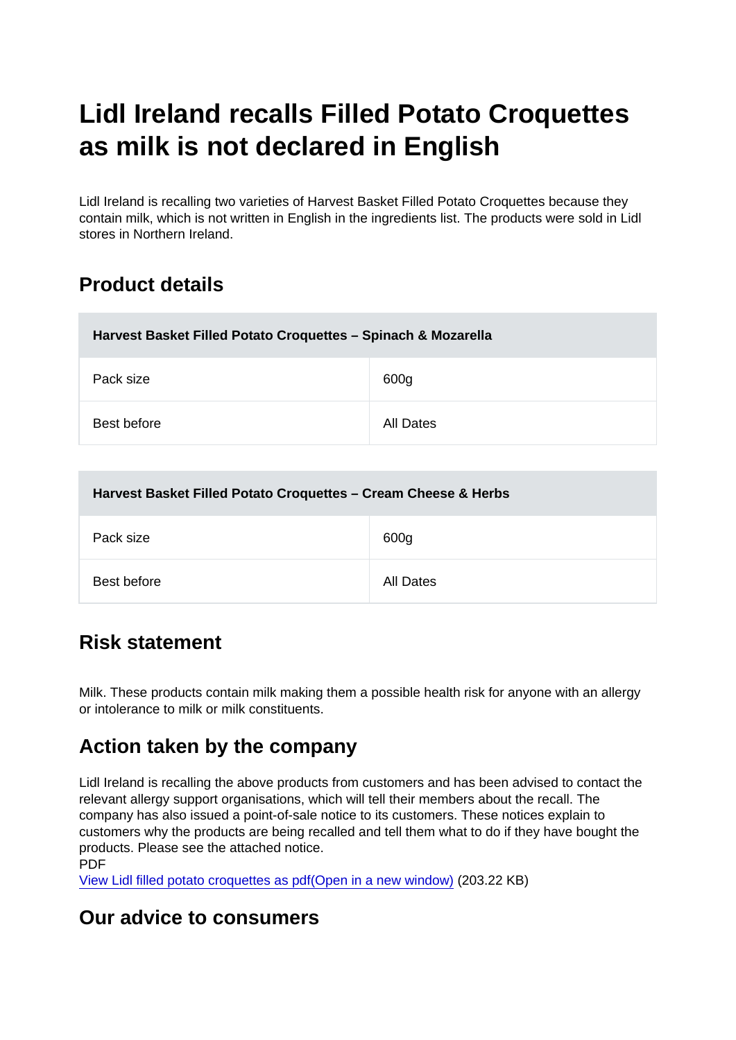# Lidl Ireland recalls Filled Potato Croquettes as milk is not declared in English

Lidl Ireland is recalling two varieties of Harvest Basket Filled Potato Croquettes because they contain milk, which is not written in English in the ingredients list. The products were sold in Lidl stores in Northern Ireland.

## Product details

| Harvest Basket Filled Potato Croquettes – Spinach & Mozarella | |
|---|---|
| Pack size | 600g |
| Best before | All Dates |

| Harvest Basket Filled Potato Croquettes – Cream Cheese & Herbs | |
|---|---|
| Pack size | 600g |
| Best before | All Dates |

## Risk statement

Milk. These products contain milk making them a possible health risk for anyone with an allergy or intolerance to milk or milk constituents.

## Action taken by the company

Lidl Ireland is recalling the above products from customers and has been advised to contact the relevant allergy support organisations, which will tell their members about the recall. The company has also issued a point-of-sale notice to its customers. These notices explain to customers why the products are being recalled and tell them what to do if they have bought the products. Please see the attached notice.

PDF

View Lidl filled potato croquettes as pdf(Open in a new window) (203.22 KB)

## Our advice to consumers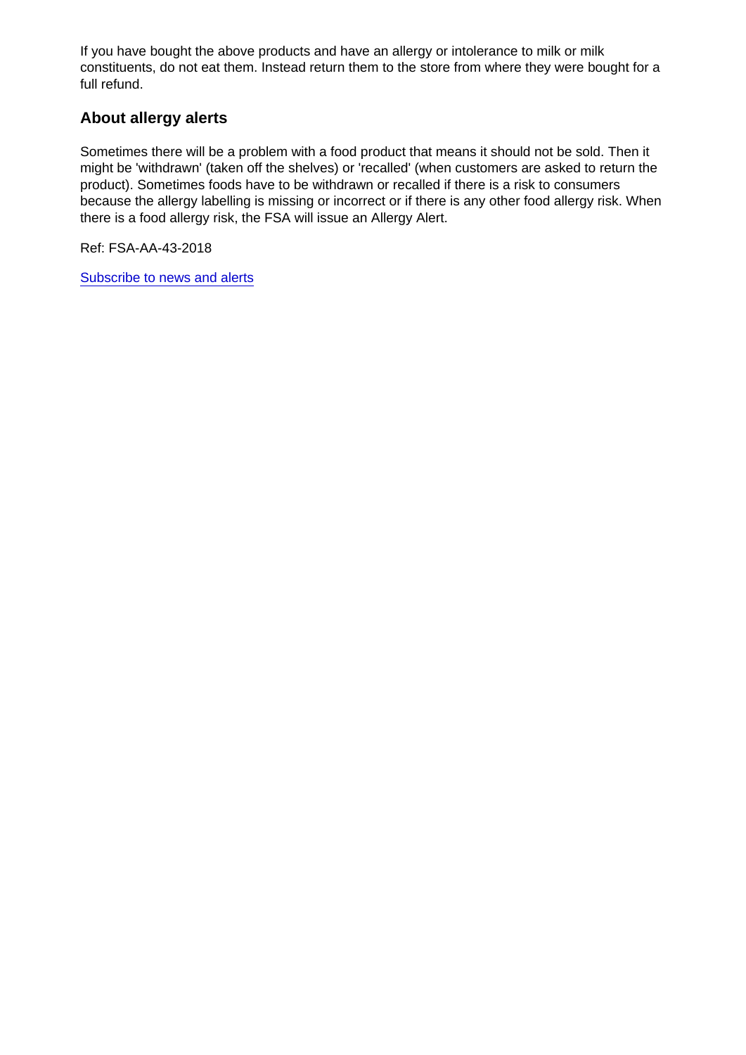If you have bought the above products and have an allergy or intolerance to milk or milk constituents, do not eat them. Instead return them to the store from where they were bought for a full refund.

## About allergy alerts

Sometimes there will be a problem with a food product that means it should not be sold. Then it might be 'withdrawn' (taken off the shelves) or 'recalled' (when customers are asked to return the product). Sometimes foods have to be withdrawn or recalled if there is a risk to consumers because the allergy labelling is missing or incorrect or if there is any other food allergy risk. When there is a food allergy risk, the FSA will issue an Allergy Alert.

Ref: FSA-AA-43-2018

Subscribe to news and alerts